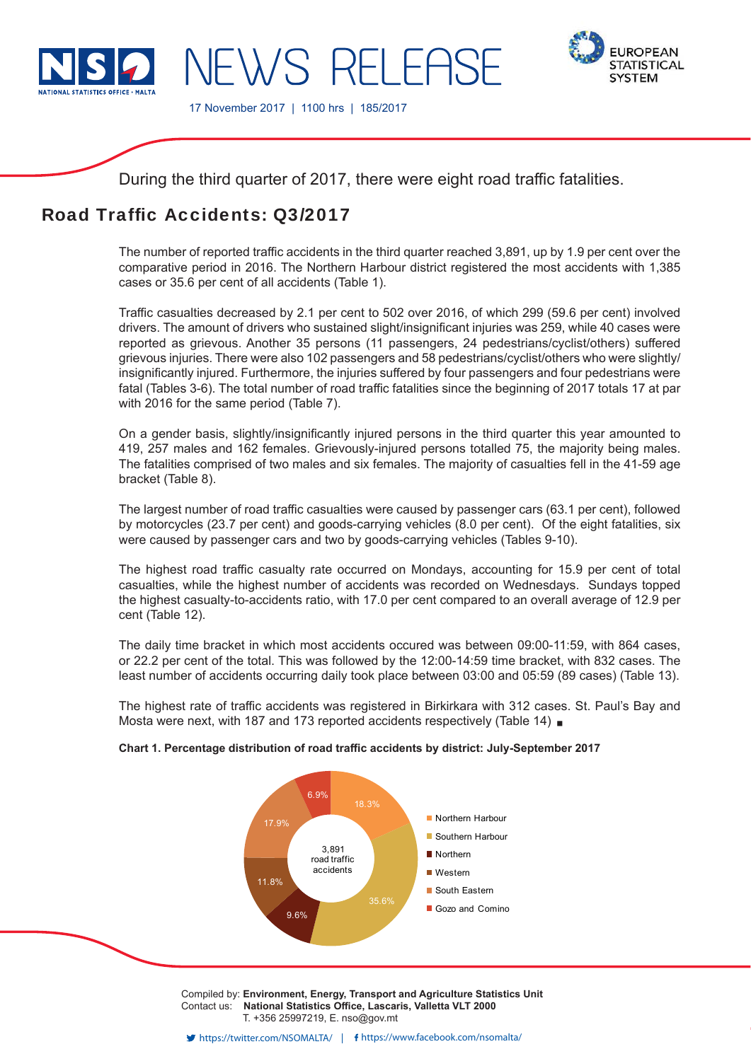NSO NATIONAL STATISTICS OFFICE · MALTA

# NEWS RELEASE

17 November 2017 | 1100 hrs | 185/2017

EUROPEAN STATISTICAL SYSTEM

During the third quarter of 2017, there were eight road traffic fatalities.

## Road Traffic Accidents: Q3/2017

The number of reported traffic accidents in the third quarter reached 3,891, up by 1.9 per cent over the comparative period in 2016. The Northern Harbour district registered the most accidents with 1,385 cases or 35.6 per cent of all accidents (Table 1).

Traffic casualties decreased by 2.1 per cent to 502 over 2016, of which 299 (59.6 per cent) involved drivers. The amount of drivers who sustained slight/insignificant injuries was 259, while 40 cases were reported as grievous. Another 35 persons (11 passengers, 24 pedestrians/cyclist/others) suffered grievous injuries. There were also 102 passengers and 58 pedestrians/cyclist/others who were slightly/insignificantly injured. Furthermore, the injuries suffered by four passengers and four pedestrians were fatal (Tables 3-6). The total number of road traffic fatalities since the beginning of 2017 totals 17 at par with 2016 for the same period (Table 7).

On a gender basis, slightly/insignificantly injured persons in the third quarter this year amounted to 419, 257 males and 162 females. Grievously-injured persons totalled 75, the majority being males. The fatalities comprised of two males and six females. The majority of casualties fell in the 41-59 age bracket (Table 8).

The largest number of road traffic casualties were caused by passenger cars (63.1 per cent), followed by motorcycles (23.7 per cent) and goods-carrying vehicles (8.0 per cent). Of the eight fatalities, six were caused by passenger cars and two by goods-carrying vehicles (Tables 9-10).

The highest road traffic casualty rate occurred on Mondays, accounting for 15.9 per cent of total casualties, while the highest number of accidents was recorded on Wednesdays. Sundays topped the highest casualty-to-accidents ratio, with 17.0 per cent compared to an overall average of 12.9 per cent (Table 12).

The daily time bracket in which most accidents occured was between 09:00-11:59, with 864 cases, or 22.2 per cent of the total. This was followed by the 12:00-14:59 time bracket, with 832 cases. The least number of accidents occurring daily took place between 03:00 and 05:59 (89 cases) (Table 13).

The highest rate of traffic accidents was registered in Birkirkara with 312 cases. St. Paul's Bay and Mosta were next, with 187 and 173 reported accidents respectively (Table 14) ■

**Chart 1. Percentage distribution of road traffic accidents by district: July-September 2017**

3,891 road traffic accidents

| District | Per cent |
|---|---|
| Northern Harbour | 35.6% |
| Southern Harbour | 18.3% |
| Northern | 9.6% |
| Western | 11.8% |
| South Eastern | 17.9% |
| Gozo and Comino | 6.9% |

Compiled by: **Environment, Energy, Transport and Agriculture Statistics Unit**
Contact us: **National Statistics Office, Lascaris, Valletta VLT 2000**
T. +356 25997219, E. nso@gov.mt

https://twitter.com/NSOMALTA/ | https://www.facebook.com/nsomalta/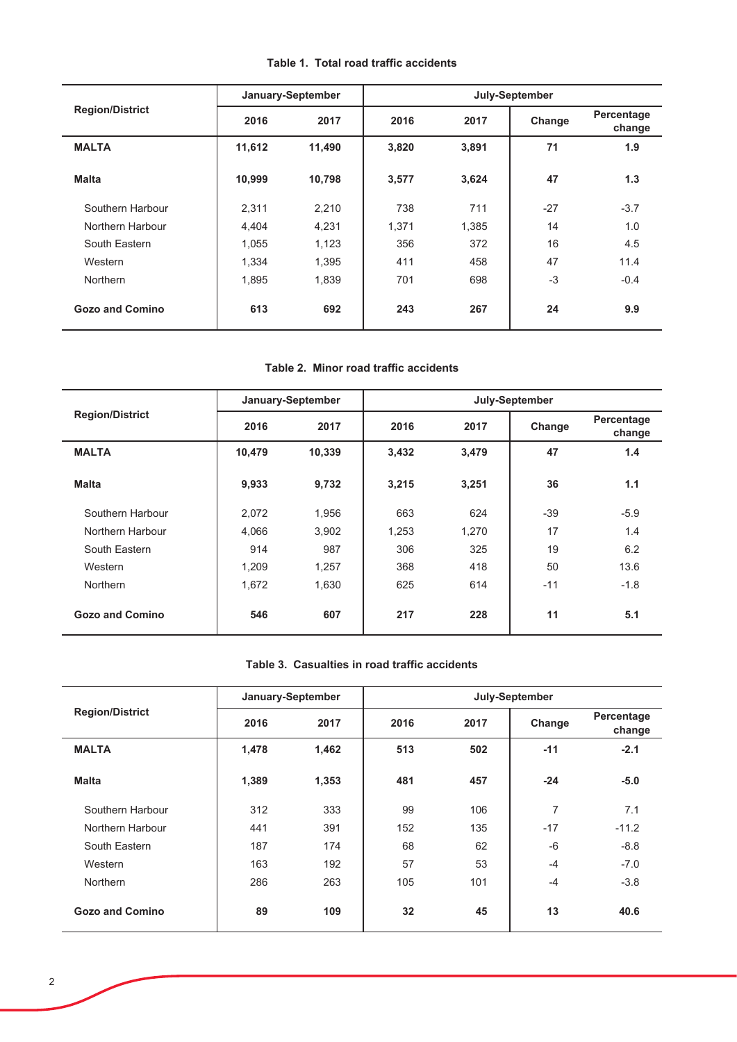**Table 1. Total road traffic accidents**

| Region/District | January-September | | July-September | | | |
|---|---|---|---|---|---|---|
| | 2016 | 2017 | 2016 | 2017 | Change | Percentage change |
| **MALTA** | **11,612** | **11,490** | **3,820** | **3,891** | **71** | **1.9** |
| **Malta** | **10,999** | **10,798** | **3,577** | **3,624** | **47** | **1.3** |
| Southern Harbour | 2,311 | 2,210 | 738 | 711 | -27 | -3.7 |
| Northern Harbour | 4,404 | 4,231 | 1,371 | 1,385 | 14 | 1.0 |
| South Eastern | 1,055 | 1,123 | 356 | 372 | 16 | 4.5 |
| Western | 1,334 | 1,395 | 411 | 458 | 47 | 11.4 |
| Northern | 1,895 | 1,839 | 701 | 698 | -3 | -0.4 |
| **Gozo and Comino** | **613** | **692** | **243** | **267** | **24** | **9.9** |

**Table 2. Minor road traffic accidents**

| Region/District | January-September | | July-September | | | |
|---|---|---|---|---|---|---|
| | 2016 | 2017 | 2016 | 2017 | Change | Percentage change |
| **MALTA** | **10,479** | **10,339** | **3,432** | **3,479** | **47** | **1.4** |
| **Malta** | **9,933** | **9,732** | **3,215** | **3,251** | **36** | **1.1** |
| Southern Harbour | 2,072 | 1,956 | 663 | 624 | -39 | -5.9 |
| Northern Harbour | 4,066 | 3,902 | 1,253 | 1,270 | 17 | 1.4 |
| South Eastern | 914 | 987 | 306 | 325 | 19 | 6.2 |
| Western | 1,209 | 1,257 | 368 | 418 | 50 | 13.6 |
| Northern | 1,672 | 1,630 | 625 | 614 | -11 | -1.8 |
| **Gozo and Comino** | **546** | **607** | **217** | **228** | **11** | **5.1** |

**Table 3. Casualties in road traffic accidents**

| Region/District | January-September | | July-September | | | |
|---|---|---|---|---|---|---|
| | 2016 | 2017 | 2016 | 2017 | Change | Percentage change |
| **MALTA** | **1,478** | **1,462** | **513** | **502** | **-11** | **-2.1** |
| **Malta** | **1,389** | **1,353** | **481** | **457** | **-24** | **-5.0** |
| Southern Harbour | 312 | 333 | 99 | 106 | 7 | 7.1 |
| Northern Harbour | 441 | 391 | 152 | 135 | -17 | -11.2 |
| South Eastern | 187 | 174 | 68 | 62 | -6 | -8.8 |
| Western | 163 | 192 | 57 | 53 | -4 | -7.0 |
| Northern | 286 | 263 | 105 | 101 | -4 | -3.8 |
| **Gozo and Comino** | **89** | **109** | **32** | **45** | **13** | **40.6** |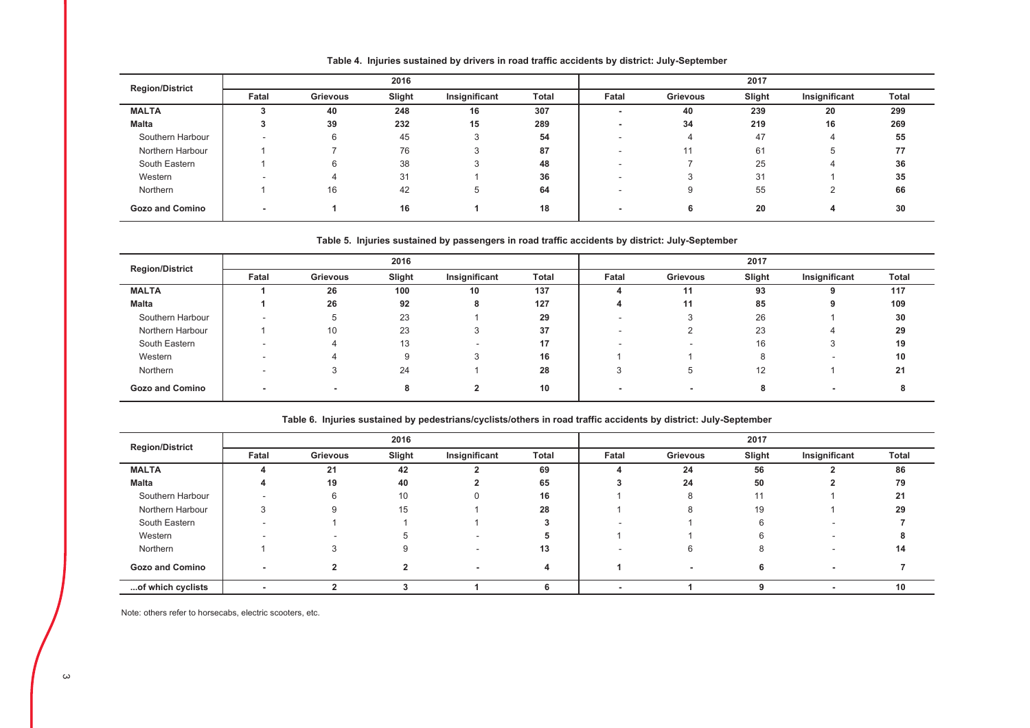**Table 4. Injuries sustained by drivers in road traffic accidents by district: July-September**

| Region/District | 2016 | | | | | 2017 | | | | |
|---|---|---|---|---|---|---|---|---|---|---|
| | Fatal | Grievous | Slight | Insignificant | Total | Fatal | Grievous | Slight | Insignificant | Total |
| **MALTA** | **3** | **40** | **248** | **16** | **307** | **-** | **40** | **239** | **20** | **299** |
| **Malta** | **3** | **39** | **232** | **15** | **289** | **-** | **34** | **219** | **16** | **269** |
| Southern Harbour | - | 6 | 45 | 3 | **54** | - | 4 | 47 | 4 | **55** |
| Northern Harbour | 1 | 7 | 76 | 3 | **87** | - | 11 | 61 | 5 | **77** |
| South Eastern | 1 | 6 | 38 | 3 | **48** | - | 7 | 25 | 4 | **36** |
| Western | - | 4 | 31 | 1 | **36** | - | 3 | 31 | 1 | **35** |
| Northern | 1 | 16 | 42 | 5 | **64** | - | 9 | 55 | 2 | **66** |
| **Gozo and Comino** | **-** | **1** | **16** | **1** | **18** | **-** | **6** | **20** | **4** | **30** |

**Table 5. Injuries sustained by passengers in road traffic accidents by district: July-September**

| Region/District | 2016 | | | | | 2017 | | | | |
|---|---|---|---|---|---|---|---|---|---|---|
| | Fatal | Grievous | Slight | Insignificant | Total | Fatal | Grievous | Slight | Insignificant | Total |
| **MALTA** | **1** | **26** | **100** | **10** | **137** | **4** | **11** | **93** | **9** | **117** |
| **Malta** | **1** | **26** | **92** | **8** | **127** | **4** | **11** | **85** | **9** | **109** |
| Southern Harbour | - | 5 | 23 | 1 | **29** | - | 3 | 26 | 1 | **30** |
| Northern Harbour | 1 | 10 | 23 | 3 | **37** | - | 2 | 23 | 4 | **29** |
| South Eastern | - | 4 | 13 | - | **17** | - | - | 16 | 3 | **19** |
| Western | - | 4 | 9 | 3 | **16** | 1 | 1 | 8 | - | **10** |
| Northern | - | 3 | 24 | 1 | **28** | 3 | 5 | 12 | 1 | **21** |
| **Gozo and Comino** | **-** | **-** | **8** | **2** | **10** | **-** | **-** | **8** | **-** | **8** |

**Table 6. Injuries sustained by pedestrians/cyclists/others in road traffic accidents by district: July-September**

| Region/District | 2016 | | | | | 2017 | | | | |
|---|---|---|---|---|---|---|---|---|---|---|
| | Fatal | Grievous | Slight | Insignificant | Total | Fatal | Grievous | Slight | Insignificant | Total |
| **MALTA** | **4** | **21** | **42** | **2** | **69** | **4** | **24** | **56** | **2** | **86** |
| **Malta** | **4** | **19** | **40** | **2** | **65** | **3** | **24** | **50** | **2** | **79** |
| Southern Harbour | - | 6 | 10 | 0 | **16** | 1 | 8 | 11 | 1 | **21** |
| Northern Harbour | 3 | 9 | 15 | 1 | **28** | 1 | 8 | 19 | 1 | **29** |
| South Eastern | - | 1 | 1 | 1 | **3** | - | 1 | 6 | - | **7** |
| Western | - | - | 5 | - | **5** | 1 | 1 | 6 | - | **8** |
| Northern | 1 | 3 | 9 | - | **13** | - | 6 | 8 | - | **14** |
| **Gozo and Comino** | **-** | **2** | **2** | **-** | **4** | **1** | **-** | **6** | **-** | **7** |
| **...of which cyclists** | **-** | **2** | **3** | **1** | **6** | **-** | **1** | **9** | **-** | **10** |

Note: others refer to horsecabs, electric scooters, etc.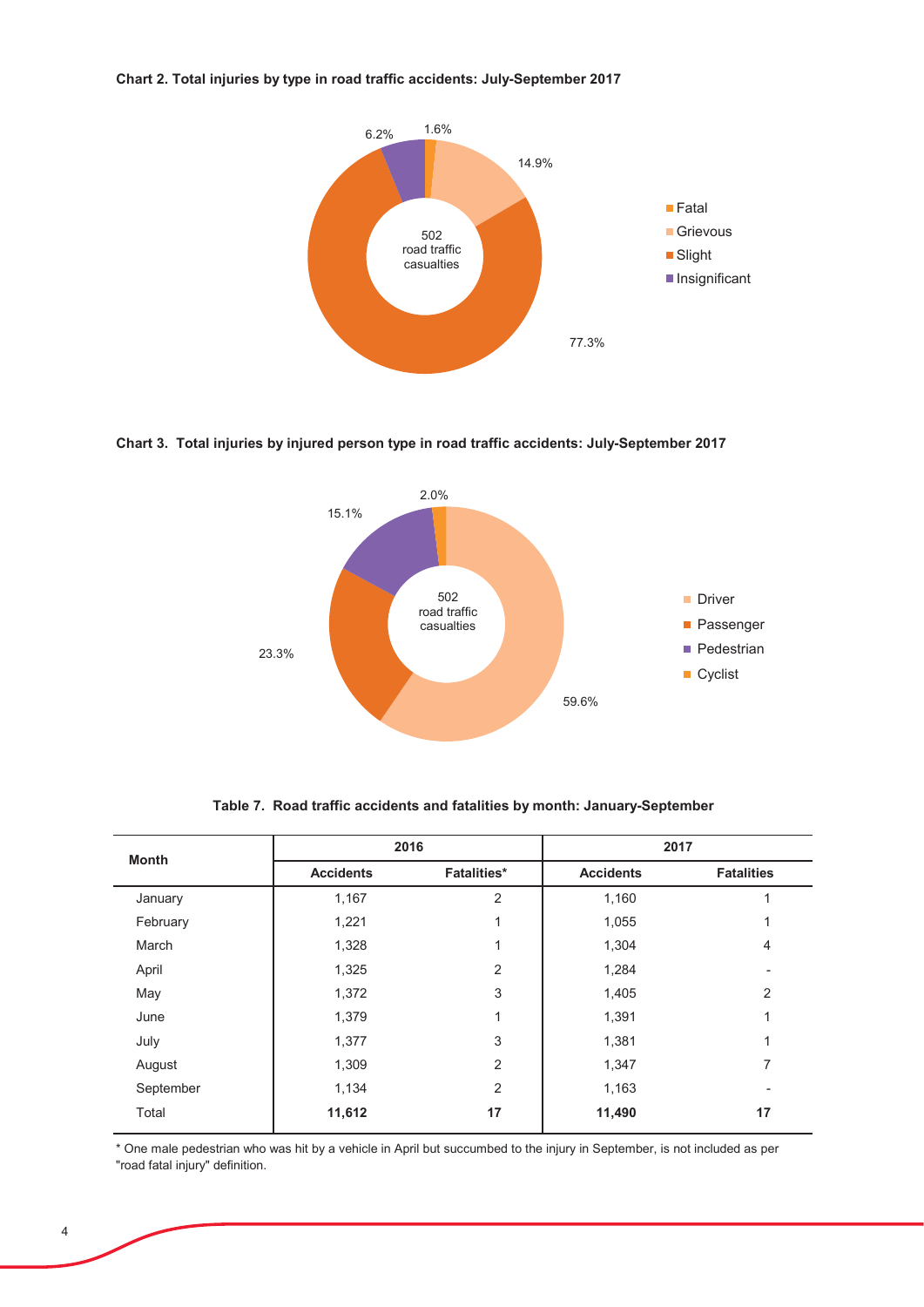**Chart 2. Total injuries by type in road traffic accidents: July-September 2017**

502 road traffic casualties

- Fatal: 1.6%
- Grievous: 14.9%
- Slight: 77.3%
- Insignificant: 6.2%

**Chart 3. Total injuries by injured person type in road traffic accidents: July-September 2017**

502 road traffic casualties

- Driver: 59.6%
- Passenger: 23.3%
- Pedestrian: 15.1%
- Cyclist: 2.0%

**Table 7. Road traffic accidents and fatalities by month: January-September**

| Month | 2016 | | 2017 | |
|---|---|---|---|---|
| | Accidents | Fatalities* | Accidents | Fatalities |
| January | 1,167 | 2 | 1,160 | 1 |
| February | 1,221 | 1 | 1,055 | 1 |
| March | 1,328 | 1 | 1,304 | 4 |
| April | 1,325 | 2 | 1,284 | - |
| May | 1,372 | 3 | 1,405 | 2 |
| June | 1,379 | 1 | 1,391 | 1 |
| July | 1,377 | 3 | 1,381 | 1 |
| August | 1,309 | 2 | 1,347 | 7 |
| September | 1,134 | 2 | 1,163 | - |
| Total | **11,612** | **17** | **11,490** | **17** |

* One male pedestrian who was hit by a vehicle in April but succumbed to the injury in September, is not included as per "road fatal injury" definition.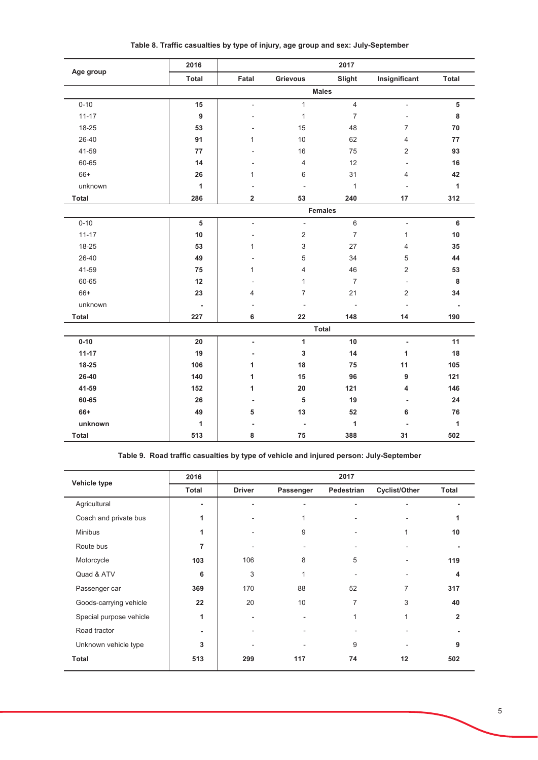**Table 8. Traffic casualties by type of injury, age group and sex: July-September**

| Age group | 2016 | 2017 | | | | |
|---|---|---|---|---|---|---|
| | **Total** | **Fatal** | **Grievous** | **Slight** | **Insignificant** | **Total** |
| | | | **Males** | | | |
| 0-10 | **15** | - | 1 | 4 | - | **5** |
| 11-17 | **9** | - | 1 | 7 | - | **8** |
| 18-25 | **53** | - | 15 | 48 | 7 | **70** |
| 26-40 | **91** | 1 | 10 | 62 | 4 | **77** |
| 41-59 | **77** | - | 16 | 75 | 2 | **93** |
| 60-65 | **14** | - | 4 | 12 | - | **16** |
| 66+ | **26** | 1 | 6 | 31 | 4 | **42** |
| unknown | **1** | - | - | 1 | - | **1** |
| **Total** | **286** | **2** | **53** | **240** | **17** | **312** |
| | | | **Females** | | | |
| 0-10 | **5** | - | - | 6 | - | **6** |
| 11-17 | **10** | - | 2 | 7 | 1 | **10** |
| 18-25 | **53** | 1 | 3 | 27 | 4 | **35** |
| 26-40 | **49** | - | 5 | 34 | 5 | **44** |
| 41-59 | **75** | 1 | 4 | 46 | 2 | **53** |
| 60-65 | **12** | - | 1 | 7 | - | **8** |
| 66+ | **23** | 4 | 7 | 21 | 2 | **34** |
| unknown | **-** | - | - | - | - | **-** |
| **Total** | **227** | **6** | **22** | **148** | **14** | **190** |
| | | | **Total** | | | |
| **0-10** | **20** | **-** | **1** | **10** | **-** | **11** |
| **11-17** | **19** | **-** | **3** | **14** | **1** | **18** |
| **18-25** | **106** | **1** | **18** | **75** | **11** | **105** |
| **26-40** | **140** | **1** | **15** | **96** | **9** | **121** |
| **41-59** | **152** | **1** | **20** | **121** | **4** | **146** |
| **60-65** | **26** | **-** | **5** | **19** | **-** | **24** |
| **66+** | **49** | **5** | **13** | **52** | **6** | **76** |
| **unknown** | **1** | **-** | **-** | **1** | **-** | **1** |
| **Total** | **513** | **8** | **75** | **388** | **31** | **502** |

**Table 9. Road traffic casualties by type of vehicle and injured person: July-September**

| Vehicle type | 2016 | 2017 | | | | |
|---|---|---|---|---|---|---|
| | **Total** | **Driver** | **Passenger** | **Pedestrian** | **Cyclist/Other** | **Total** |
| Agricultural | **-** | - | - | - | - | **-** |
| Coach and private bus | **1** | - | 1 | - | - | **1** |
| Minibus | **1** | - | 9 | - | 1 | **10** |
| Route bus | **7** | - | - | - | - | **-** |
| Motorcycle | **103** | 106 | 8 | 5 | - | **119** |
| Quad & ATV | **6** | 3 | 1 | - | - | **4** |
| Passenger car | **369** | 170 | 88 | 52 | 7 | **317** |
| Goods-carrying vehicle | **22** | 20 | 10 | 7 | 3 | **40** |
| Special purpose vehicle | **1** | - | - | 1 | 1 | **2** |
| Road tractor | **-** | - | - | - | - | **-** |
| Unknown vehicle type | **3** | - | - | 9 | - | **9** |
| **Total** | **513** | **299** | **117** | **74** | **12** | **502** |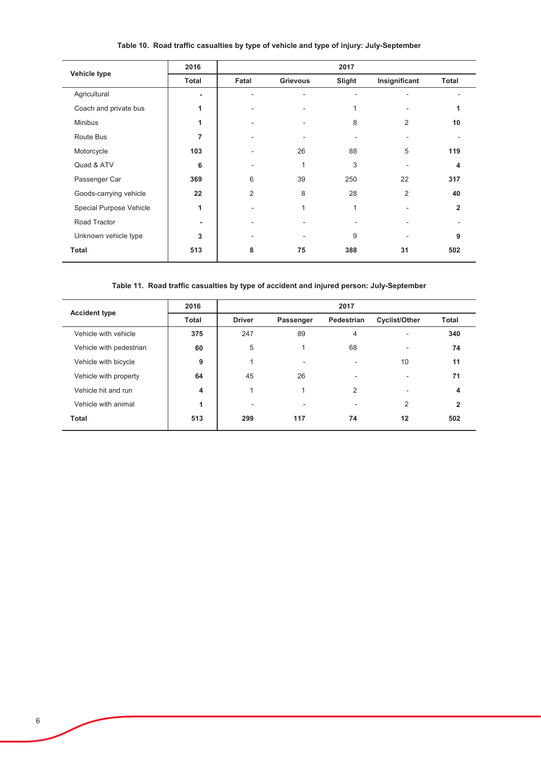**Table 10. Road traffic casualties by type of vehicle and type of injury: July-September**

| Vehicle type | 2016 | 2017 | | | | |
|---|---|---|---|---|---|---|
| | Total | Fatal | Grievous | Slight | Insignificant | Total |
| Agricultural | - | - | - | - | - | - |
| Coach and private bus | 1 | - | - | 1 | - | 1 |
| Minibus | 1 | - | - | 8 | 2 | 10 |
| Route Bus | 7 | - | - | - | - | - |
| Motorcycle | 103 | - | 26 | 88 | 5 | 119 |
| Quad & ATV | 6 | - | 1 | 3 | - | 4 |
| Passenger Car | 369 | 6 | 39 | 250 | 22 | 317 |
| Goods-carrying vehicle | 22 | 2 | 8 | 28 | 2 | 40 |
| Special Purpose Vehicle | 1 | - | 1 | 1 | - | 2 |
| Road Tractor | - | - | - | - | - | - |
| Unknown vehicle type | 3 | - | - | 9 | - | 9 |
| **Total** | **513** | **8** | **75** | **388** | **31** | **502** |

**Table 11. Road traffic casualties by type of accident and injured person: July-September**

| Accident type | 2016 | 2017 | | | | |
|---|---|---|---|---|---|---|
| | Total | Driver | Passenger | Pedestrian | Cyclist/Other | Total |
| Vehicle with vehicle | 375 | 247 | 89 | 4 | - | 340 |
| Vehicle with pedestrian | 60 | 5 | 1 | 68 | - | 74 |
| Vehicle with bicycle | 9 | 1 | - | - | 10 | 11 |
| Vehicle with property | 64 | 45 | 26 | - | - | 71 |
| Vehicle hit and run | 4 | 1 | 1 | 2 | - | 4 |
| Vehicle with animal | 1 | - | - | - | 2 | 2 |
| **Total** | **513** | **299** | **117** | **74** | **12** | **502** |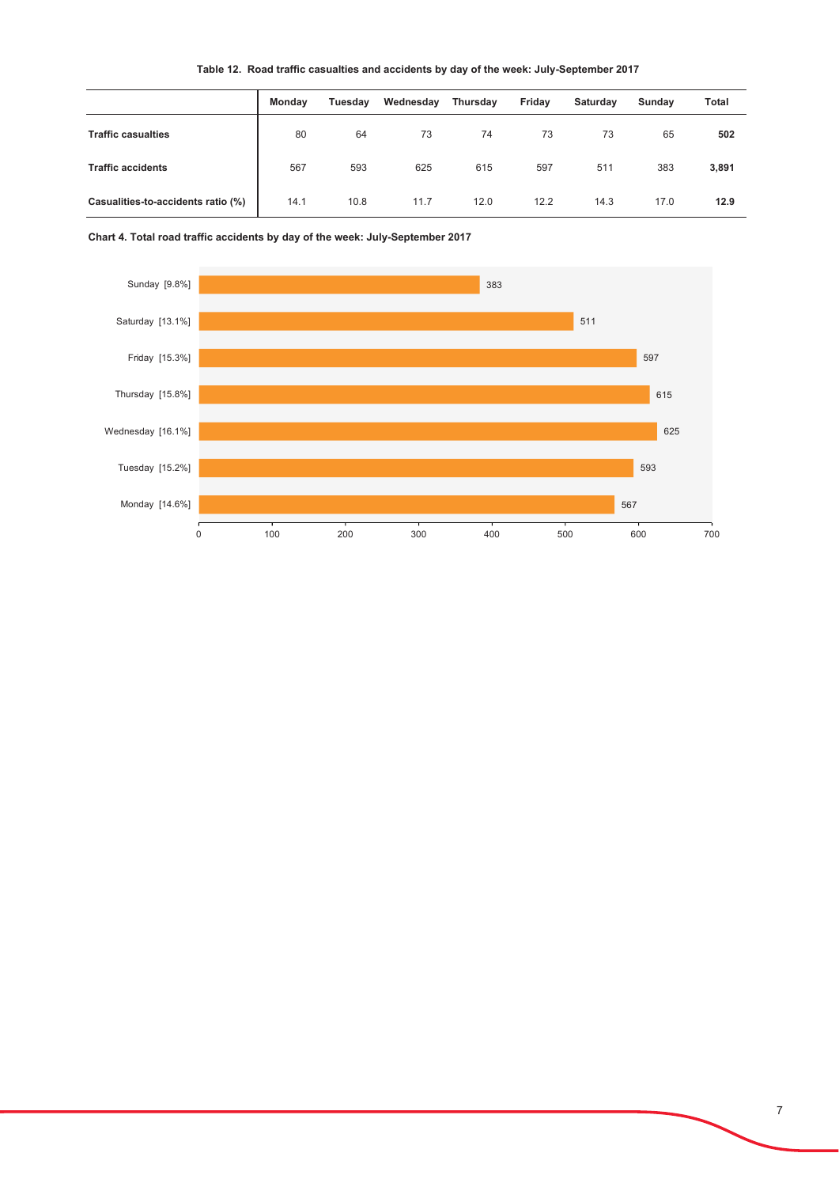**Table 12. Road traffic casualties and accidents by day of the week: July-September 2017**

| | Monday | Tuesday | Wednesday | Thursday | Friday | Saturday | Sunday | Total |
|---|---|---|---|---|---|---|---|---|
| **Traffic casualties** | 80 | 64 | 73 | 74 | 73 | 73 | 65 | **502** |
| **Traffic accidents** | 567 | 593 | 625 | 615 | 597 | 511 | 383 | **3,891** |
| **Casualities-to-accidents ratio (%)** | 14.1 | 10.8 | 11.7 | 12.0 | 12.2 | 14.3 | 17.0 | **12.9** |

**Chart 4. Total road traffic accidents by day of the week: July-September 2017**

| Day | Traffic accidents |
|---|---|
| Sunday [9.8%] | 383 |
| Saturday [13.1%] | 511 |
| Friday [15.3%] | 597 |
| Thursday [15.8%] | 615 |
| Wednesday [16.1%] | 625 |
| Tuesday [15.2%] | 593 |
| Monday [14.6%] | 567 |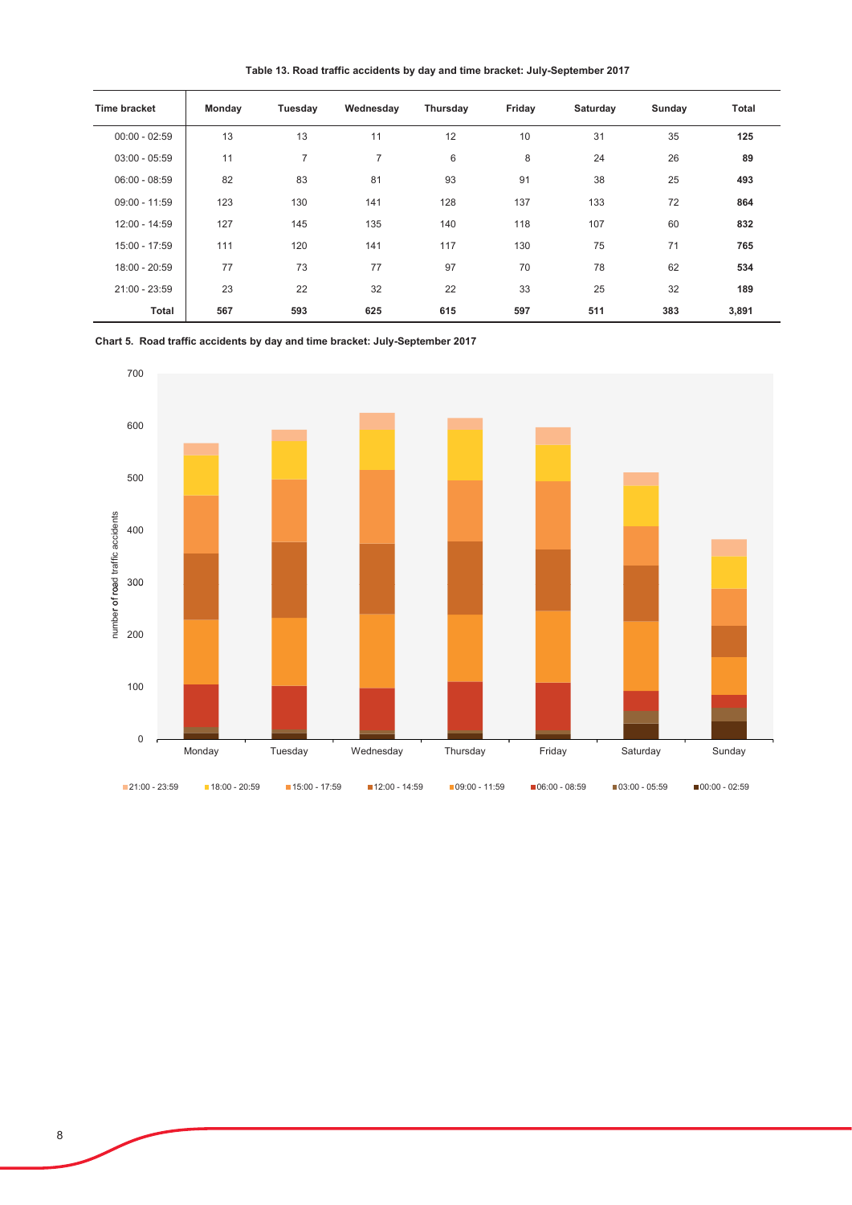**Table 13. Road traffic accidents by day and time bracket: July-September 2017**

| Time bracket | Monday | Tuesday | Wednesday | Thursday | Friday | Saturday | Sunday | Total |
|---|---|---|---|---|---|---|---|---|
| 00:00 - 02:59 | 13 | 13 | 11 | 12 | 10 | 31 | 35 | **125** |
| 03:00 - 05:59 | 11 | 7 | 7 | 6 | 8 | 24 | 26 | **89** |
| 06:00 - 08:59 | 82 | 83 | 81 | 93 | 91 | 38 | 25 | **493** |
| 09:00 - 11:59 | 123 | 130 | 141 | 128 | 137 | 133 | 72 | **864** |
| 12:00 - 14:59 | 127 | 145 | 135 | 140 | 118 | 107 | 60 | **832** |
| 15:00 - 17:59 | 111 | 120 | 141 | 117 | 130 | 75 | 71 | **765** |
| 18:00 - 20:59 | 77 | 73 | 77 | 97 | 70 | 78 | 62 | **534** |
| 21:00 - 23:59 | 23 | 22 | 32 | 22 | 33 | 25 | 32 | **189** |
| **Total** | **567** | **593** | **625** | **615** | **597** | **511** | **383** | **3,891** |

**Chart 5. Road traffic accidents by day and time bracket: July-September 2017**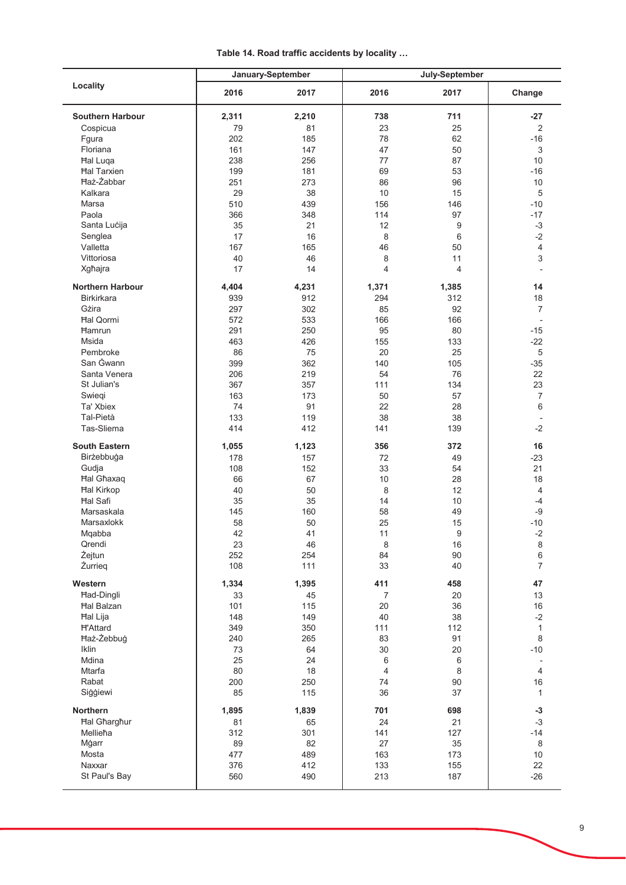**Table 14. Road traffic accidents by locality …**

| Locality | January-September | | July-September | | |
|---|---|---|---|---|---|
| | 2016 | 2017 | 2016 | 2017 | Change |
| **Southern Harbour** | **2,311** | **2,210** | **738** | **711** | **-27** |
| Cospicua | 79 | 81 | 23 | 25 | 2 |
| Fgura | 202 | 185 | 78 | 62 | -16 |
| Floriana | 161 | 147 | 47 | 50 | 3 |
| Ħal Luqa | 238 | 256 | 77 | 87 | 10 |
| Ħal Tarxien | 199 | 181 | 69 | 53 | -16 |
| Ħaż-Żabbar | 251 | 273 | 86 | 96 | 10 |
| Kalkara | 29 | 38 | 10 | 15 | 5 |
| Marsa | 510 | 439 | 156 | 146 | -10 |
| Paola | 366 | 348 | 114 | 97 | -17 |
| Santa Luċija | 35 | 21 | 12 | 9 | -3 |
| Senglea | 17 | 16 | 8 | 6 | -2 |
| Valletta | 167 | 165 | 46 | 50 | 4 |
| Vittoriosa | 40 | 46 | 8 | 11 | 3 |
| Xgħajra | 17 | 14 | 4 | 4 | - |
| **Northern Harbour** | **4,404** | **4,231** | **1,371** | **1,385** | **14** |
| Birkirkara | 939 | 912 | 294 | 312 | 18 |
| Gżira | 297 | 302 | 85 | 92 | 7 |
| Ħal Qormi | 572 | 533 | 166 | 166 | - |
| Ħamrun | 291 | 250 | 95 | 80 | -15 |
| Msida | 463 | 426 | 155 | 133 | -22 |
| Pembroke | 86 | 75 | 20 | 25 | 5 |
| San Ġwann | 399 | 362 | 140 | 105 | -35 |
| Santa Venera | 206 | 219 | 54 | 76 | 22 |
| St Julian's | 367 | 357 | 111 | 134 | 23 |
| Swieqi | 163 | 173 | 50 | 57 | 7 |
| Ta' Xbiex | 74 | 91 | 22 | 28 | 6 |
| Tal-Pietà | 133 | 119 | 38 | 38 | - |
| Tas-Sliema | 414 | 412 | 141 | 139 | -2 |
| **South Eastern** | **1,055** | **1,123** | **356** | **372** | **16** |
| Birżebbuġa | 178 | 157 | 72 | 49 | -23 |
| Gudja | 108 | 152 | 33 | 54 | 21 |
| Ħal Għaxaq | 66 | 67 | 10 | 28 | 18 |
| Ħal Kirkop | 40 | 50 | 8 | 12 | 4 |
| Ħal Safi | 35 | 35 | 14 | 10 | -4 |
| Marsaskala | 145 | 160 | 58 | 49 | -9 |
| Marsaxlokk | 58 | 50 | 25 | 15 | -10 |
| Mqabba | 42 | 41 | 11 | 9 | -2 |
| Qrendi | 23 | 46 | 8 | 16 | 8 |
| Żejtun | 252 | 254 | 84 | 90 | 6 |
| Żurrieq | 108 | 111 | 33 | 40 | 7 |
| **Western** | **1,334** | **1,395** | **411** | **458** | **47** |
| Ħad-Dingli | 33 | 45 | 7 | 20 | 13 |
| Ħal Balzan | 101 | 115 | 20 | 36 | 16 |
| Ħal Lija | 148 | 149 | 40 | 38 | -2 |
| Ħ'Attard | 349 | 350 | 111 | 112 | 1 |
| Ħaż-Żebbuġ | 240 | 265 | 83 | 91 | 8 |
| Iklin | 73 | 64 | 30 | 20 | -10 |
| Mdina | 25 | 24 | 6 | 6 | - |
| Mtarfa | 80 | 18 | 4 | 8 | 4 |
| Rabat | 200 | 250 | 74 | 90 | 16 |
| Siġġiewi | 85 | 115 | 36 | 37 | 1 |
| **Northern** | **1,895** | **1,839** | **701** | **698** | **-3** |
| Ħal Għargħur | 81 | 65 | 24 | 21 | -3 |
| Mellieħa | 312 | 301 | 141 | 127 | -14 |
| Mġarr | 89 | 82 | 27 | 35 | 8 |
| Mosta | 477 | 489 | 163 | 173 | 10 |
| Naxxar | 376 | 412 | 133 | 155 | 22 |
| St Paul's Bay | 560 | 490 | 213 | 187 | -26 |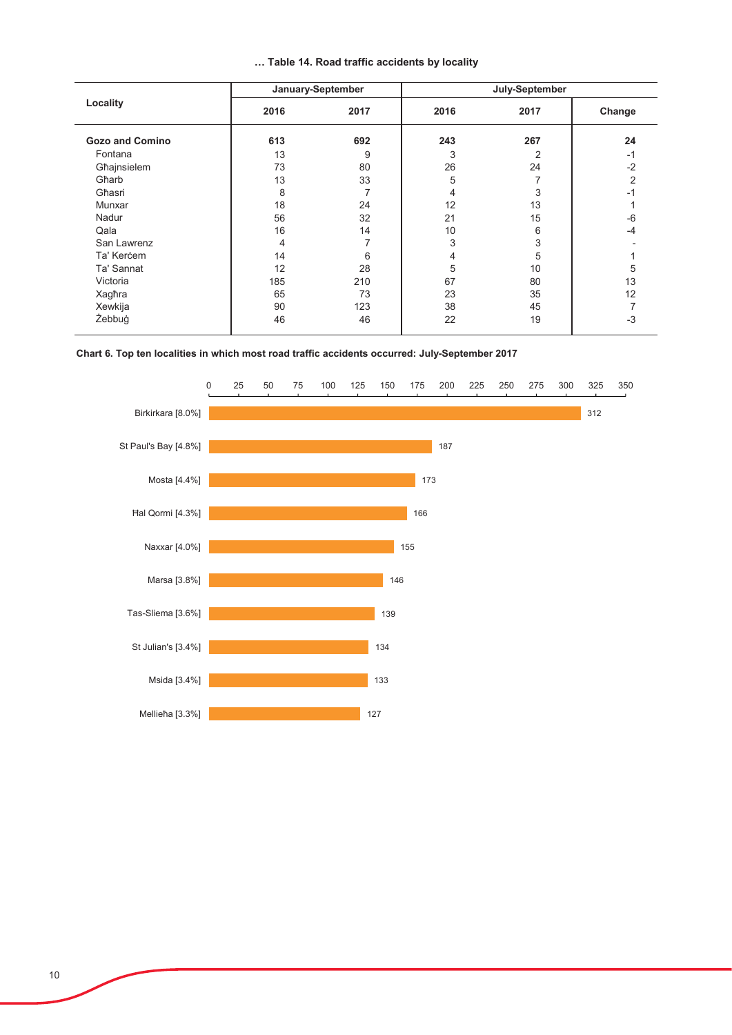**… Table 14. Road traffic accidents by locality**

| Locality | January-September | | July-September | | |
|---|---|---|---|---|---|
| | 2016 | 2017 | 2016 | 2017 | Change |
| **Gozo and Comino** | **613** | **692** | **243** | **267** | **24** |
| Fontana | 13 | 9 | 3 | 2 | -1 |
| Għajnsielem | 73 | 80 | 26 | 24 | -2 |
| Għarb | 13 | 33 | 5 | 7 | 2 |
| Għasri | 8 | 7 | 4 | 3 | -1 |
| Munxar | 18 | 24 | 12 | 13 | 1 |
| Nadur | 56 | 32 | 21 | 15 | -6 |
| Qala | 16 | 14 | 10 | 6 | -4 |
| San Lawrenz | 4 | 7 | 3 | 3 | - |
| Ta' Kerċem | 14 | 6 | 4 | 5 | 1 |
| Ta' Sannat | 12 | 28 | 5 | 10 | 5 |
| Victoria | 185 | 210 | 67 | 80 | 13 |
| Xagħra | 65 | 73 | 23 | 35 | 12 |
| Xewkija | 90 | 123 | 38 | 45 | 7 |
| Żebbuġ | 46 | 46 | 22 | 19 | -3 |

**Chart 6. Top ten localities in which most road traffic accidents occurred: July-September 2017**

| Locality | Accidents |
|---|---|
| Birkirkara [8.0%] | 312 |
| St Paul's Bay [4.8%] | 187 |
| Mosta [4.4%] | 173 |
| Ħal Qormi [4.3%] | 166 |
| Naxxar [4.0%] | 155 |
| Marsa [3.8%] | 146 |
| Tas-Sliema [3.6%] | 139 |
| St Julian's [3.4%] | 134 |
| Msida [3.4%] | 133 |
| Mellieħa [3.3%] | 127 |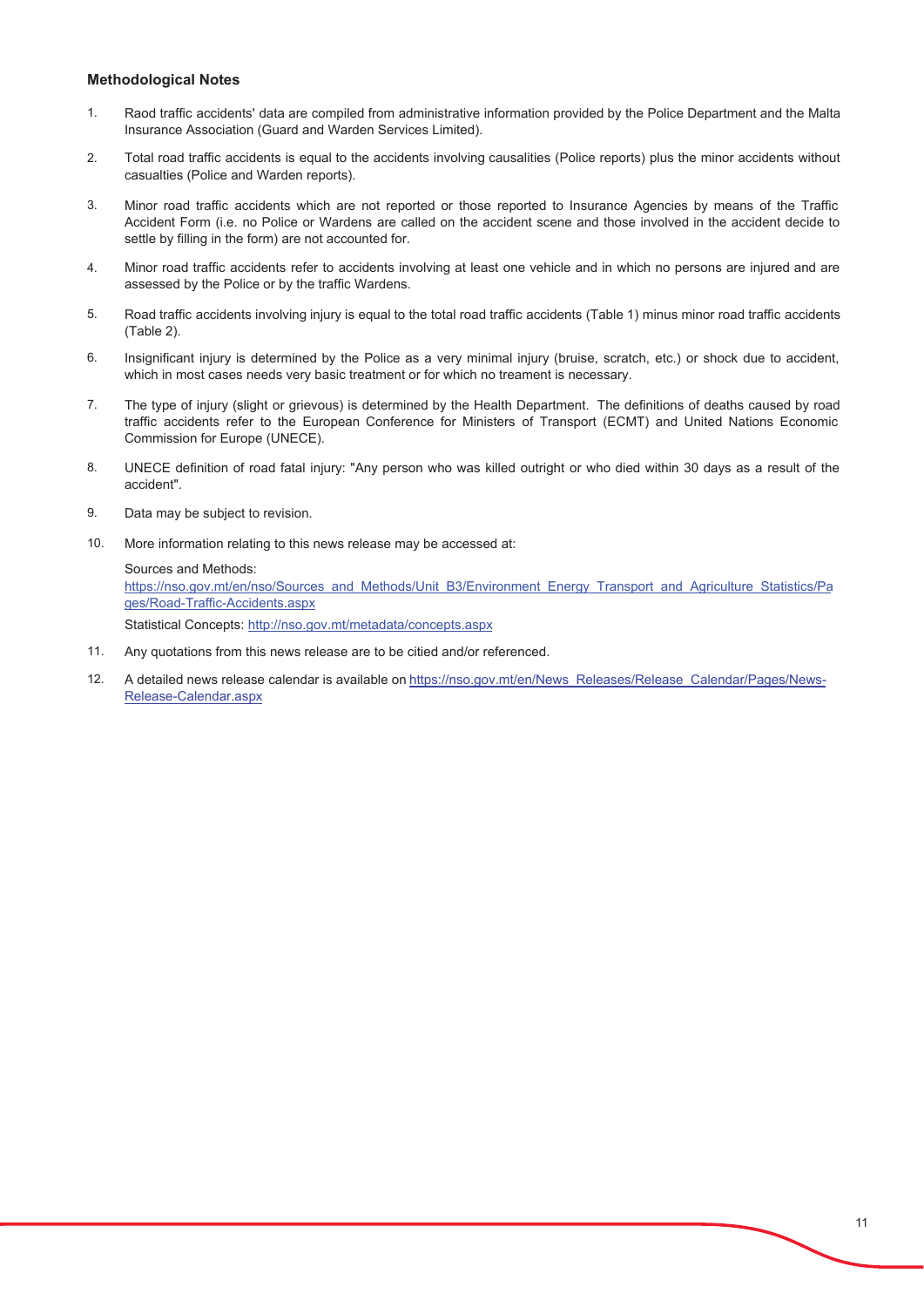### Methodological Notes

1. Raod traffic accidents' data are compiled from administrative information provided by the Police Department and the Malta Insurance Association (Guard and Warden Services Limited).

2. Total road traffic accidents is equal to the accidents involving causalities (Police reports) plus the minor accidents without casualties (Police and Warden reports).

3. Minor road traffic accidents which are not reported or those reported to Insurance Agencies by means of the Traffic Accident Form (i.e. no Police or Wardens are called on the accident scene and those involved in the accident decide to settle by filling in the form) are not accounted for.

4. Minor road traffic accidents refer to accidents involving at least one vehicle and in which no persons are injured and are assessed by the Police or by the traffic Wardens.

5. Road traffic accidents involving injury is equal to the total road traffic accidents (Table 1) minus minor road traffic accidents (Table 2).

6. Insignificant injury is determined by the Police as a very minimal injury (bruise, scratch, etc.) or shock due to accident, which in most cases needs very basic treatment or for which no treament is necessary.

7. The type of injury (slight or grievous) is determined by the Health Department. The definitions of deaths caused by road traffic accidents refer to the European Conference for Ministers of Transport (ECMT) and United Nations Economic Commission for Europe (UNECE).

8. UNECE definition of road fatal injury: "Any person who was killed outright or who died within 30 days as a result of the accident".

9. Data may be subject to revision.

10. More information relating to this news release may be accessed at:

    Sources and Methods:
    https://nso.gov.mt/en/nso/Sources_and_Methods/Unit_B3/Environment_Energy_Transport_and_Agriculture_Statistics/Pages/Road-Traffic-Accidents.aspx

    Statistical Concepts: http://nso.gov.mt/metadata/concepts.aspx

11. Any quotations from this news release are to be citied and/or referenced.

12. A detailed news release calendar is available on https://nso.gov.mt/en/News_Releases/Release_Calendar/Pages/News-Release-Calendar.aspx